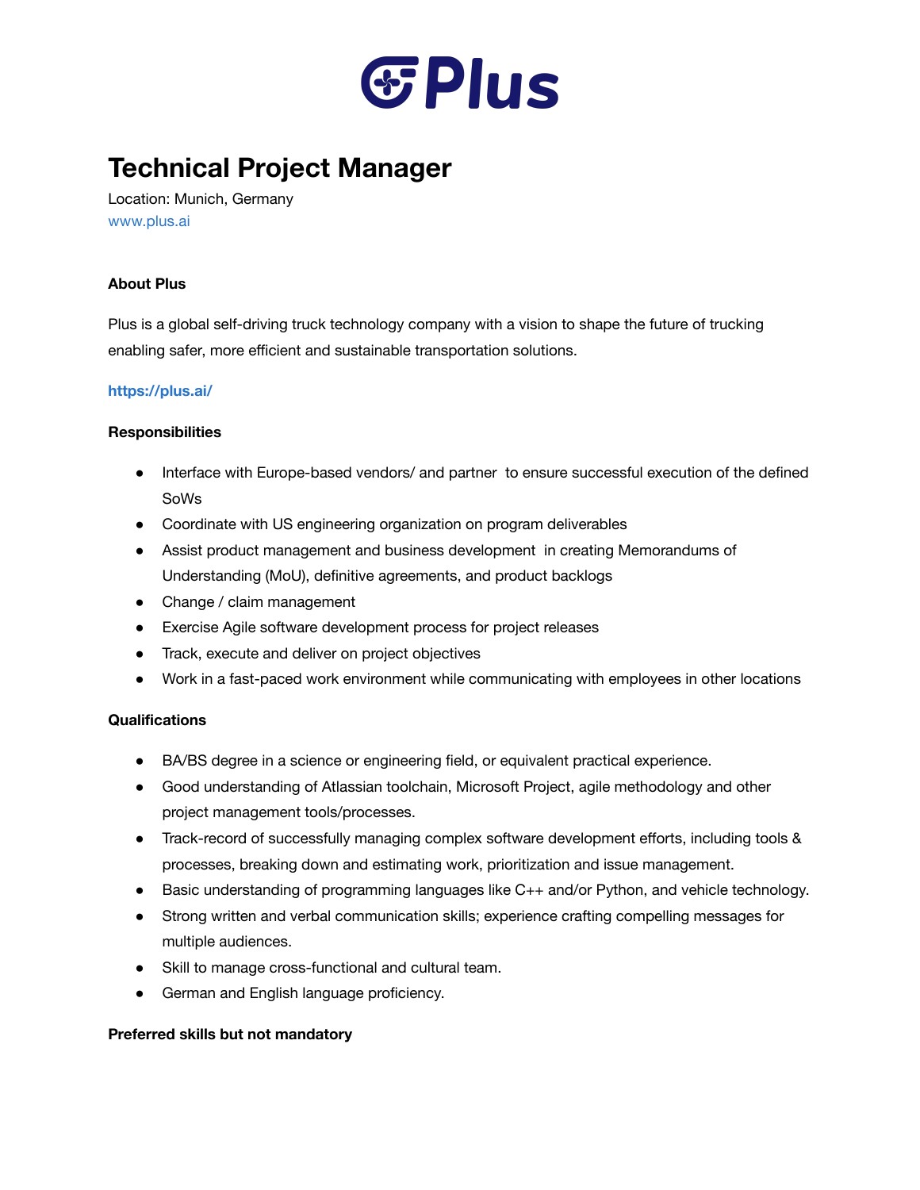# Plus

# Technical Project Manager

Location: Munich, Germany
www.plus.ai

**About Plus**

Plus is a global self-driving truck technology company with a vision to shape the future of trucking enabling safer, more efficient and sustainable transportation solutions.

**https://plus.ai/**

**Responsibilities**

- Interface with Europe-based vendors/ and partner to ensure successful execution of the defined SoWs
- Coordinate with US engineering organization on program deliverables
- Assist product management and business development in creating Memorandums of Understanding (MoU), definitive agreements, and product backlogs
- Change / claim management
- Exercise Agile software development process for project releases
- Track, execute and deliver on project objectives
- Work in a fast-paced work environment while communicating with employees in other locations

**Qualifications**

- BA/BS degree in a science or engineering field, or equivalent practical experience.
- Good understanding of Atlassian toolchain, Microsoft Project, agile methodology and other project management tools/processes.
- Track-record of successfully managing complex software development efforts, including tools & processes, breaking down and estimating work, prioritization and issue management.
- Basic understanding of programming languages like C++ and/or Python, and vehicle technology.
- Strong written and verbal communication skills; experience crafting compelling messages for multiple audiences.
- Skill to manage cross-functional and cultural team.
- German and English language proficiency.

**Preferred skills but not mandatory**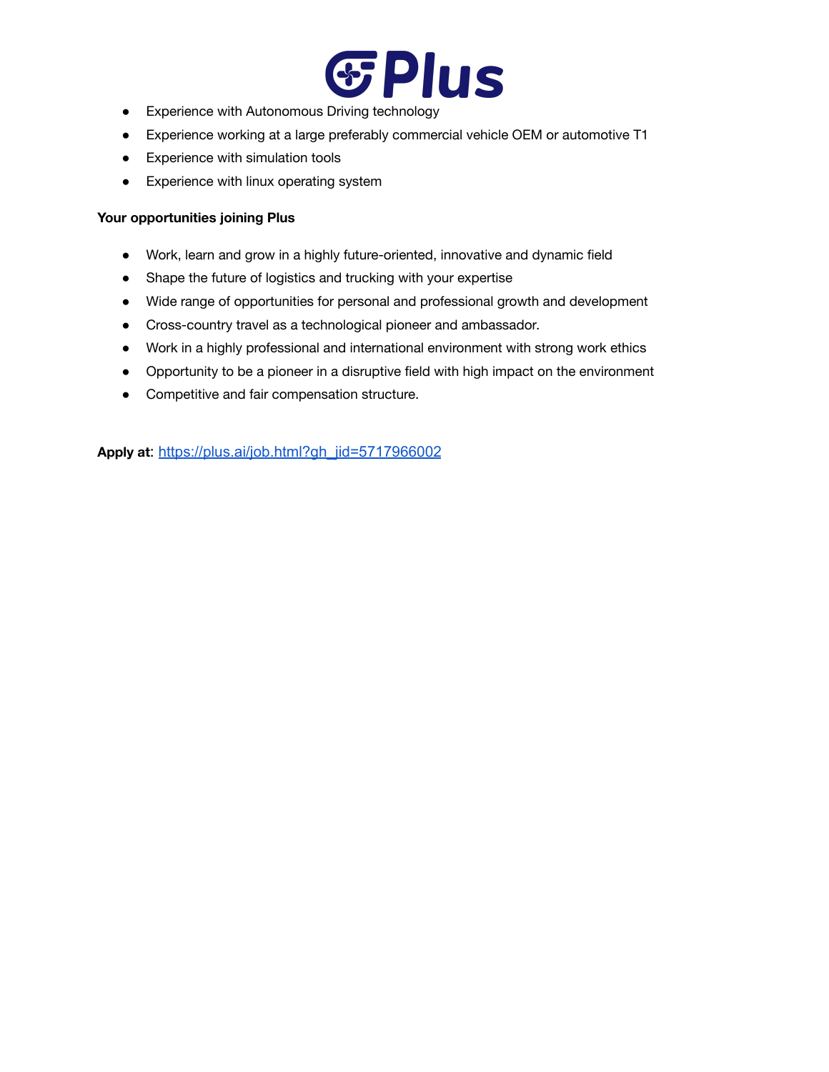- Experience with Autonomous Driving technology
- Experience working at a large preferably commercial vehicle OEM or automotive T1
- Experience with simulation tools
- Experience with linux operating system

**Your opportunities joining Plus**

- Work, learn and grow in a highly future-oriented, innovative and dynamic field
- Shape the future of logistics and trucking with your expertise
- Wide range of opportunities for personal and professional growth and development
- Cross-country travel as a technological pioneer and ambassador.
- Work in a highly professional and international environment with strong work ethics
- Opportunity to be a pioneer in a disruptive field with high impact on the environment
- Competitive and fair compensation structure.

**Apply at:** [https://plus.ai/job.html?gh_jid=5717966002](https://plus.ai/job.html?gh_jid=5717966002)